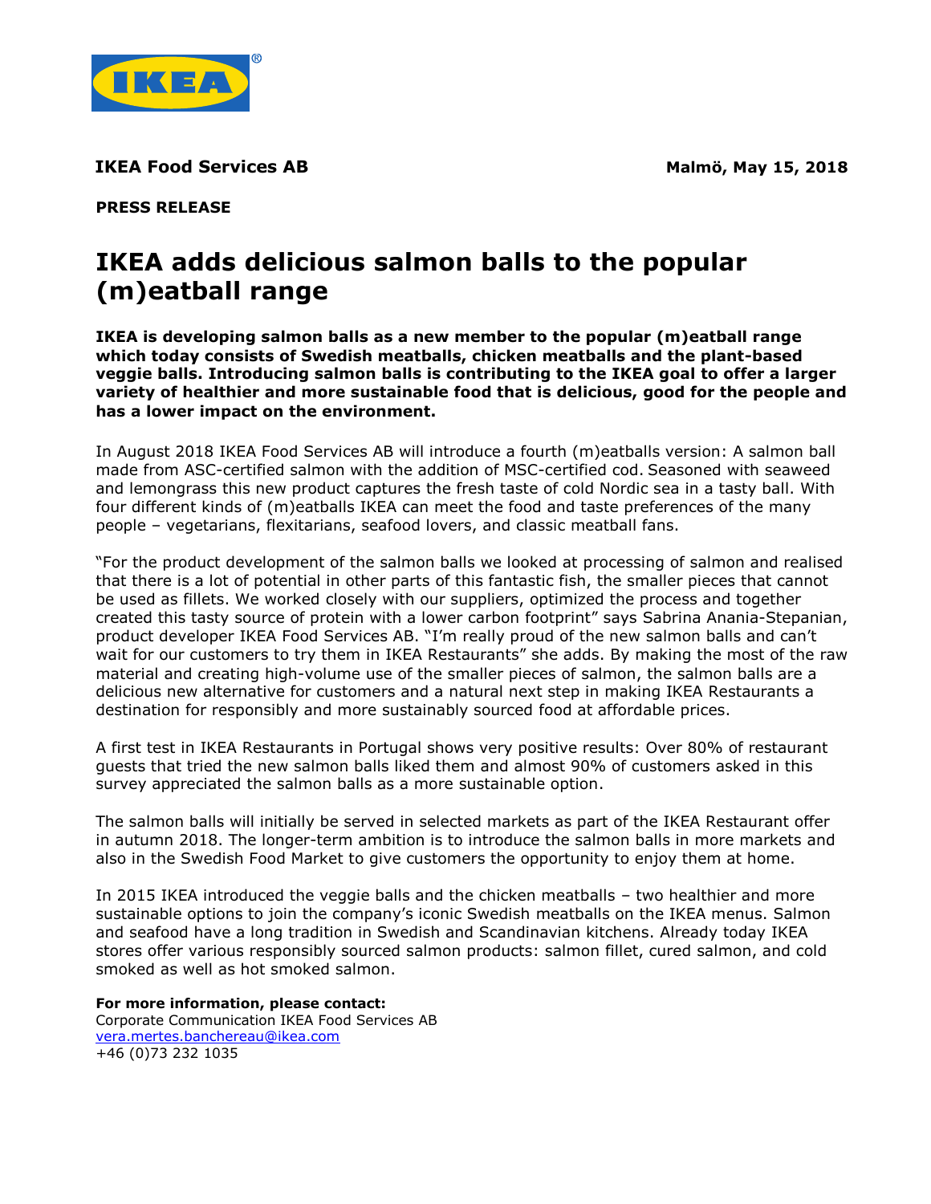**IKEA Food Services AB** **Malmö, May 15, 2018**

**PRESS RELEASE**

# IKEA adds delicious salmon balls to the popular (m)eatball range

**IKEA is developing salmon balls as a new member to the popular (m)eatball range which today consists of Swedish meatballs, chicken meatballs and the plant-based veggie balls. Introducing salmon balls is contributing to the IKEA goal to offer a larger variety of healthier and more sustainable food that is delicious, good for the people and has a lower impact on the environment.**

In August 2018 IKEA Food Services AB will introduce a fourth (m)eatballs version: A salmon ball made from ASC-certified salmon with the addition of MSC-certified cod. Seasoned with seaweed and lemongrass this new product captures the fresh taste of cold Nordic sea in a tasty ball. With four different kinds of (m)eatballs IKEA can meet the food and taste preferences of the many people – vegetarians, flexitarians, seafood lovers, and classic meatball fans.

"For the product development of the salmon balls we looked at processing of salmon and realised that there is a lot of potential in other parts of this fantastic fish, the smaller pieces that cannot be used as fillets. We worked closely with our suppliers, optimized the process and together created this tasty source of protein with a lower carbon footprint" says Sabrina Anania-Stepanian, product developer IKEA Food Services AB. "I'm really proud of the new salmon balls and can't wait for our customers to try them in IKEA Restaurants" she adds. By making the most of the raw material and creating high-volume use of the smaller pieces of salmon, the salmon balls are a delicious new alternative for customers and a natural next step in making IKEA Restaurants a destination for responsibly and more sustainably sourced food at affordable prices.

A first test in IKEA Restaurants in Portugal shows very positive results: Over 80% of restaurant guests that tried the new salmon balls liked them and almost 90% of customers asked in this survey appreciated the salmon balls as a more sustainable option.

The salmon balls will initially be served in selected markets as part of the IKEA Restaurant offer in autumn 2018. The longer-term ambition is to introduce the salmon balls in more markets and also in the Swedish Food Market to give customers the opportunity to enjoy them at home.

In 2015 IKEA introduced the veggie balls and the chicken meatballs – two healthier and more sustainable options to join the company's iconic Swedish meatballs on the IKEA menus. Salmon and seafood have a long tradition in Swedish and Scandinavian kitchens. Already today IKEA stores offer various responsibly sourced salmon products: salmon fillet, cured salmon, and cold smoked as well as hot smoked salmon.

**For more information, please contact:**
Corporate Communication IKEA Food Services AB
vera.mertes.banchereau@ikea.com
+46 (0)73 232 1035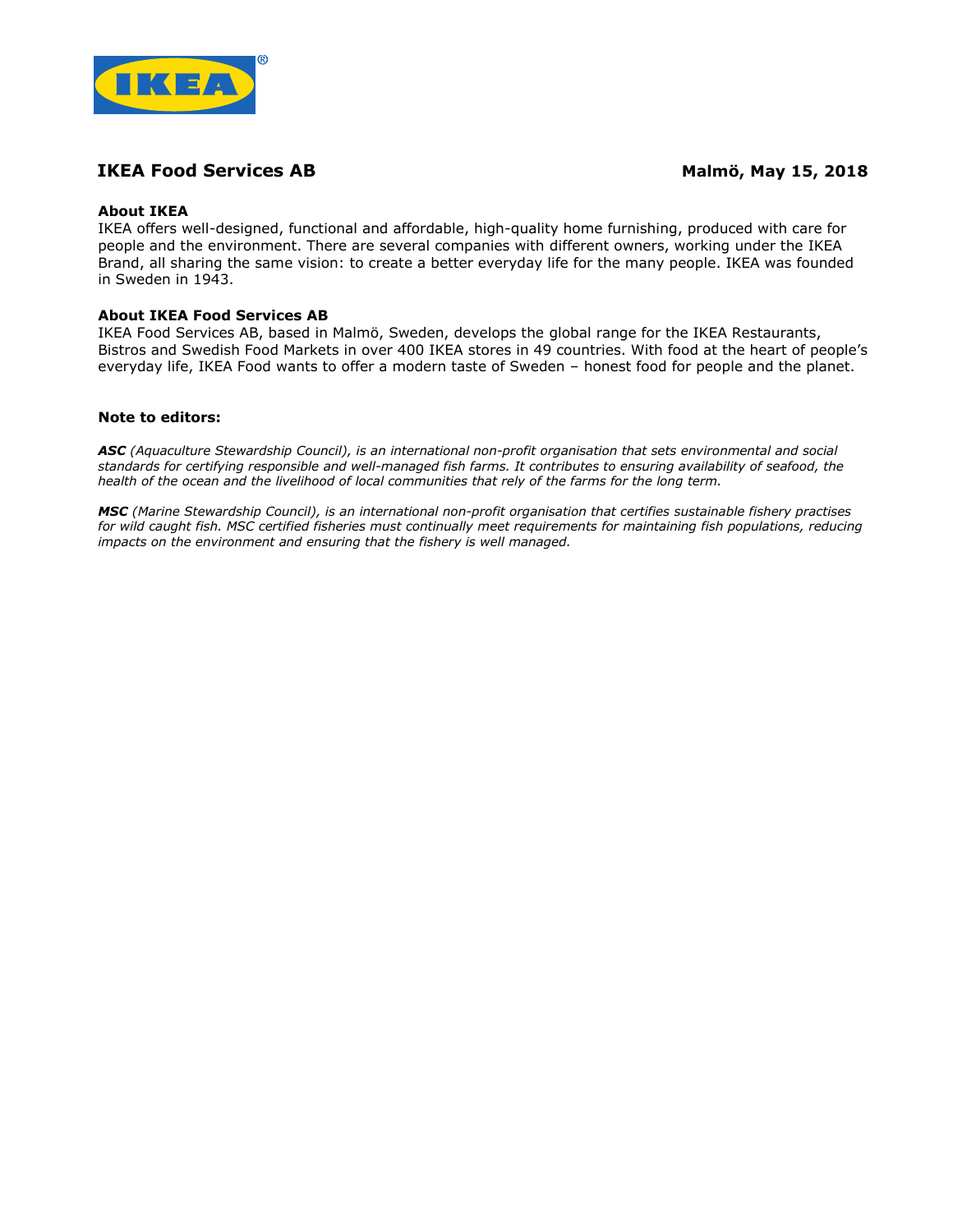**IKEA Food Services AB** **Malmö, May 15, 2018**

**About IKEA**
IKEA offers well-designed, functional and affordable, high-quality home furnishing, produced with care for people and the environment. There are several companies with different owners, working under the IKEA Brand, all sharing the same vision: to create a better everyday life for the many people. IKEA was founded in Sweden in 1943.

**About IKEA Food Services AB**
IKEA Food Services AB, based in Malmö, Sweden, develops the global range for the IKEA Restaurants, Bistros and Swedish Food Markets in over 400 IKEA stores in 49 countries. With food at the heart of people's everyday life, IKEA Food wants to offer a modern taste of Sweden – honest food for people and the planet.

**Note to editors:**

***ASC*** *(Aquaculture Stewardship Council), is an international non-profit organisation that sets environmental and social standards for certifying responsible and well-managed fish farms. It contributes to ensuring availability of seafood, the health of the ocean and the livelihood of local communities that rely of the farms for the long term.*

***MSC*** *(Marine Stewardship Council), is an international non-profit organisation that certifies sustainable fishery practises for wild caught fish. MSC certified fisheries must continually meet requirements for maintaining fish populations, reducing impacts on the environment and ensuring that the fishery is well managed.*